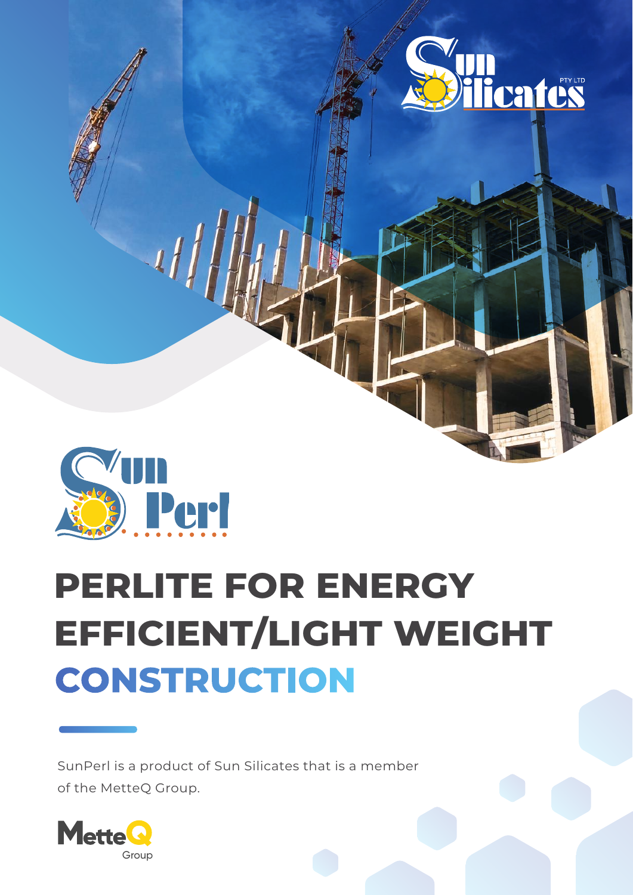Sun Silicates PTY LTD

Sun Perl

# PERLITE FOR ENERGY EFFICIENT/LIGHT WEIGHT CONSTRUCTION

SunPerl is a product of Sun Silicates that is a member of the MetteQ Group.

MetteQ Group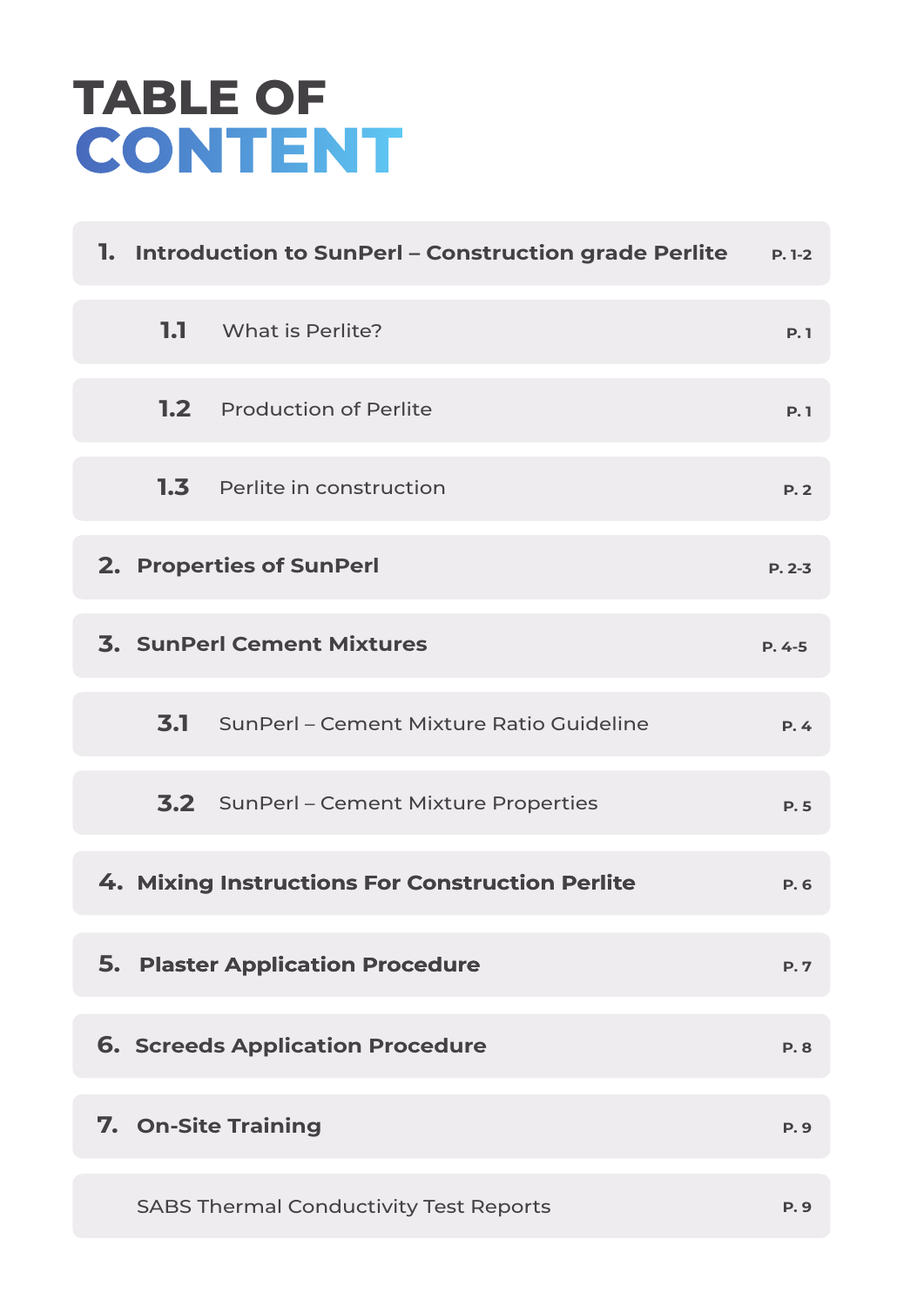# TABLE OF CONTENT

| | | |
|---|---|---|
| **1.** | **Introduction to SunPerl – Construction grade Perlite** | **P. 1-2** |
| **1.1** | What is Perlite? | **P. 1** |
| **1.2** | Production of Perlite | **P. 1** |
| **1.3** | Perlite in construction | **P. 2** |
| **2.** | **Properties of SunPerl** | **P. 2-3** |
| **3.** | **SunPerl Cement Mixtures** | **P. 4-5** |
| **3.1** | SunPerl – Cement Mixture Ratio Guideline | **P. 4** |
| **3.2** | SunPerl – Cement Mixture Properties | **P. 5** |
| **4.** | **Mixing Instructions For Construction Perlite** | **P. 6** |
| **5.** | **Plaster Application Procedure** | **P. 7** |
| **6.** | **Screeds Application Procedure** | **P. 8** |
| **7.** | **On-Site Training** | **P. 9** |
| | SABS Thermal Conductivity Test Reports | **P. 9** |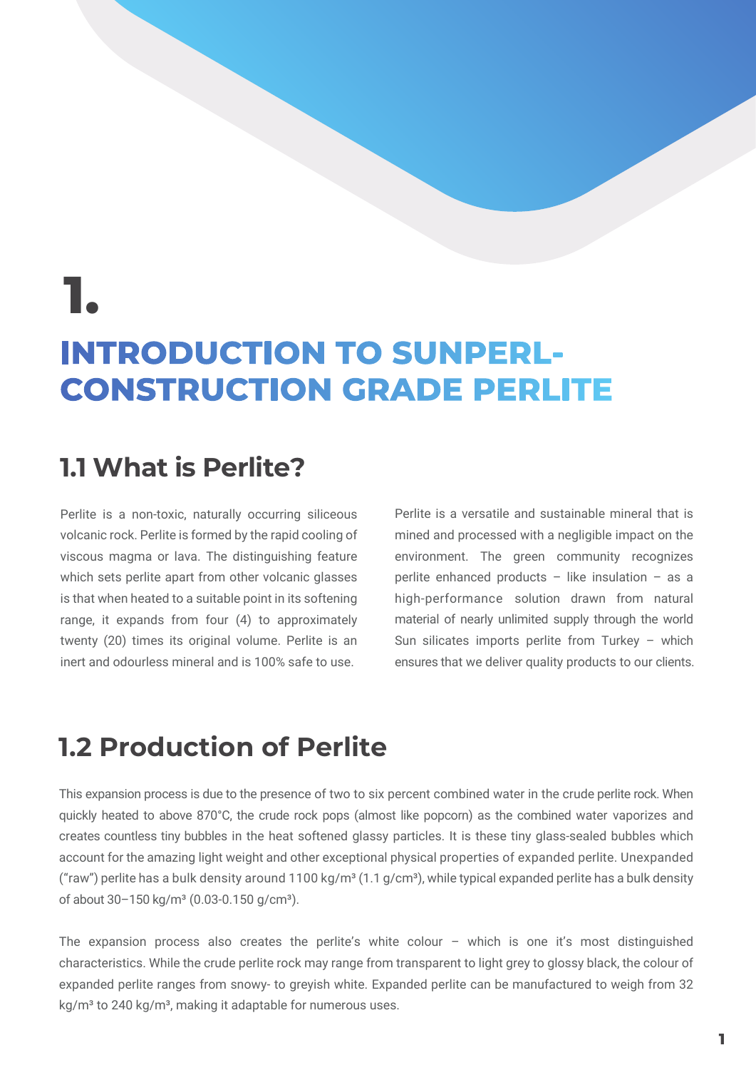# 1.

# INTRODUCTION TO SUNPERL-CONSTRUCTION GRADE PERLITE

## 1.1 What is Perlite?

Perlite is a non-toxic, naturally occurring siliceous volcanic rock. Perlite is formed by the rapid cooling of viscous magma or lava. The distinguishing feature which sets perlite apart from other volcanic glasses is that when heated to a suitable point in its softening range, it expands from four (4) to approximately twenty (20) times its original volume. Perlite is an inert and odourless mineral and is 100% safe to use.

Perlite is a versatile and sustainable mineral that is mined and processed with a negligible impact on the environment. The green community recognizes perlite enhanced products – like insulation – as a high-performance solution drawn from natural material of nearly unlimited supply through the world Sun silicates imports perlite from Turkey – which ensures that we deliver quality products to our clients.

## 1.2 Production of Perlite

This expansion process is due to the presence of two to six percent combined water in the crude perlite rock. When quickly heated to above 870°C, the crude rock pops (almost like popcorn) as the combined water vaporizes and creates countless tiny bubbles in the heat softened glassy particles. It is these tiny glass-sealed bubbles which account for the amazing light weight and other exceptional physical properties of expanded perlite. Unexpanded ("raw") perlite has a bulk density around 1100 kg/m³ (1.1 g/cm³), while typical expanded perlite has a bulk density of about 30–150 kg/m³ (0.03-0.150 g/cm³).

The expansion process also creates the perlite's white colour – which is one it's most distinguished characteristics. While the crude perlite rock may range from transparent to light grey to glossy black, the colour of expanded perlite ranges from snowy- to greyish white. Expanded perlite can be manufactured to weigh from 32 kg/m³ to 240 kg/m³, making it adaptable for numerous uses.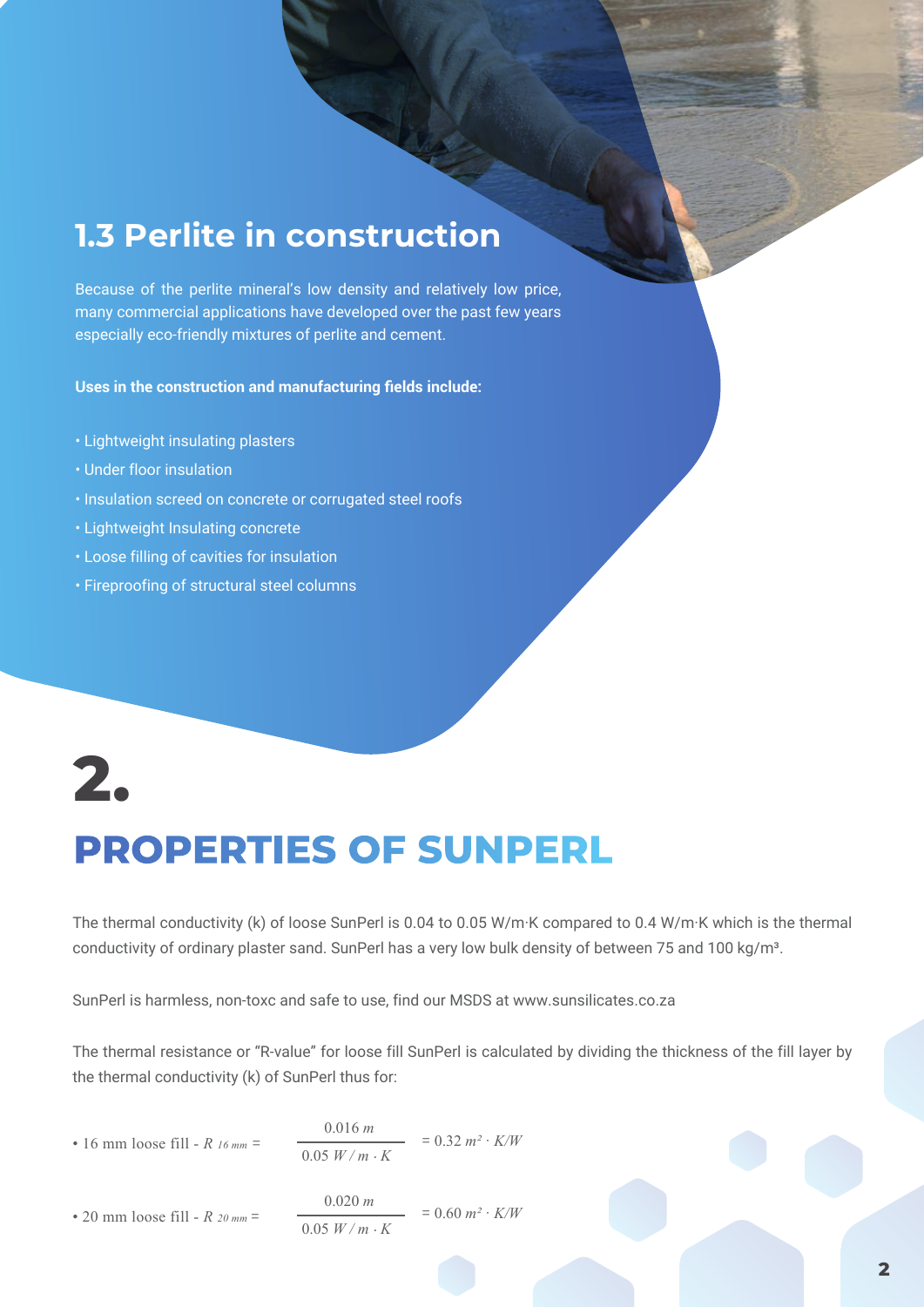## 1.3 Perlite in construction

Because of the perlite mineral's low density and relatively low price, many commercial applications have developed over the past few years especially eco-friendly mixtures of perlite and cement.

**Uses in the construction and manufacturing fields include:**

- Lightweight insulating plasters
- Under floor insulation
- Insulation screed on concrete or corrugated steel roofs
- Lightweight Insulating concrete
- Loose filling of cavities for insulation
- Fireproofing of structural steel columns

# 2.

# PROPERTIES OF SUNPERL

The thermal conductivity (k) of loose SunPerl is 0.04 to 0.05 W/m·K compared to 0.4 W/m·K which is the thermal conductivity of ordinary plaster sand. SunPerl has a very low bulk density of between 75 and 100 kg/m³.

SunPerl is harmless, non-toxc and safe to use, find our MSDS at www.sunsilicates.co.za

The thermal resistance or "R-value" for loose fill SunPerl is calculated by dividing the thickness of the fill layer by the thermal conductivity (k) of SunPerl thus for:

- 16 mm loose fill - $R_{16\,mm} = \dfrac{0.016\ m}{0.05\ W/m \cdot K} = 0.32\ m^2 \cdot K/W$

- 20 mm loose fill - $R_{20\,mm} = \dfrac{0.020\ m}{0.05\ W/m \cdot K} = 0.60\ m^2 \cdot K/W$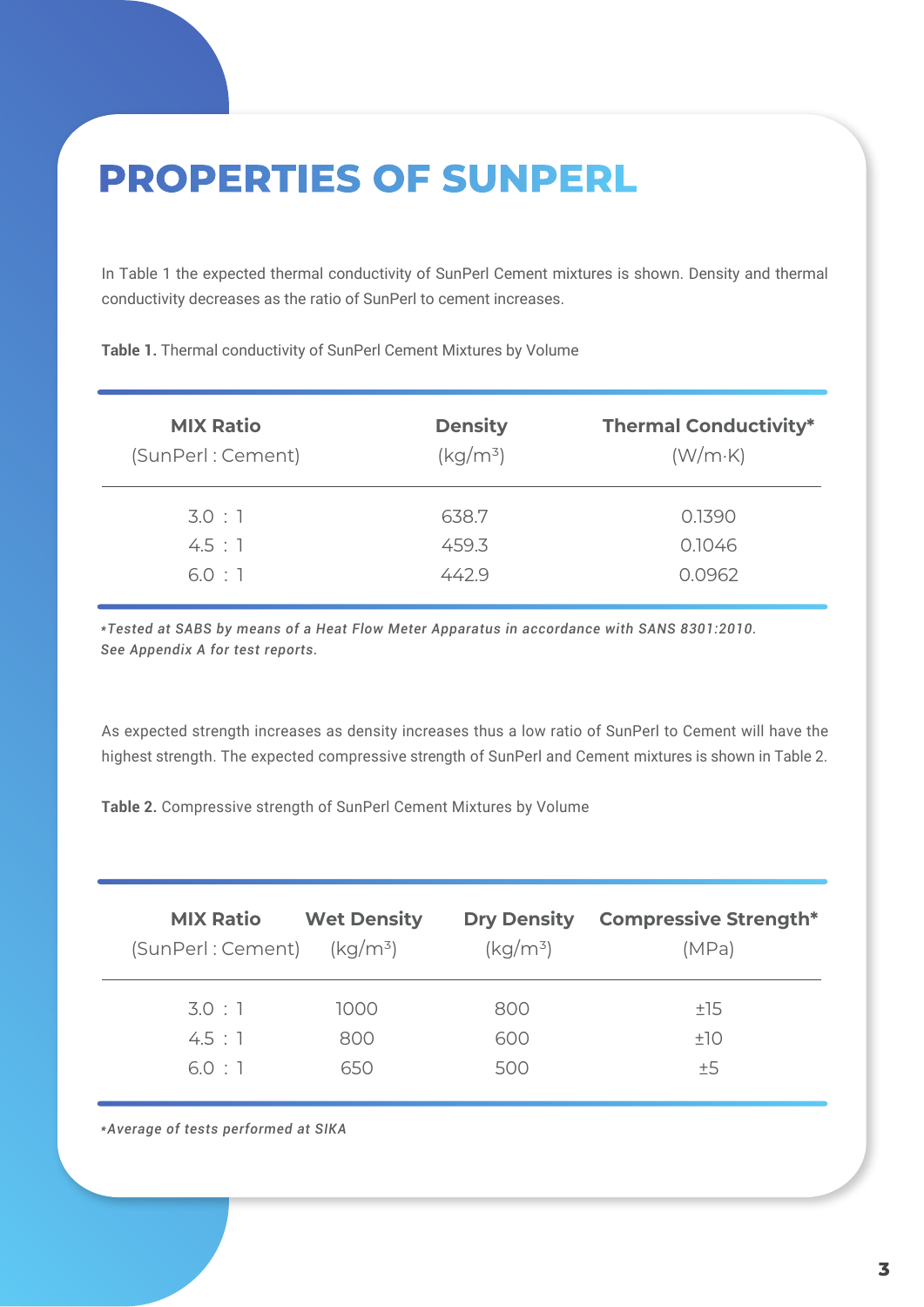# PROPERTIES OF SUNPERL

In Table 1 the expected thermal conductivity of SunPerl Cement mixtures is shown. Density and thermal conductivity decreases as the ratio of SunPerl to cement increases.

**Table 1.** Thermal conductivity of SunPerl Cement Mixtures by Volume

| **MIX Ratio** (SunPerl : Cement) | **Density** ($kg/m^3$) | **Thermal Conductivity*** (W/m·K) |
|---|---|---|
| 3.0 : 1 | 638.7 | 0.1390 |
| 4.5 : 1 | 459.3 | 0.1046 |
| 6.0 : 1 | 442.9 | 0.0962 |

**Tested at SABS by means of a Heat Flow Meter Apparatus in accordance with SANS 8301:2010. See Appendix A for test reports.*

As expected strength increases as density increases thus a low ratio of SunPerl to Cement will have the highest strength. The expected compressive strength of SunPerl and Cement mixtures is shown in Table 2.

**Table 2.** Compressive strength of SunPerl Cement Mixtures by Volume

| **MIX Ratio** (SunPerl : Cement) | **Wet Density** ($kg/m^3$) | **Dry Density** ($kg/m^3$) | **Compressive Strength*** (MPa) |
|---|---|---|---|
| 3.0 : 1 | 1000 | 800 | ±15 |
| 4.5 : 1 | 800 | 600 | ±10 |
| 6.0 : 1 | 650 | 500 | ±5 |

**Average of tests performed at SIKA*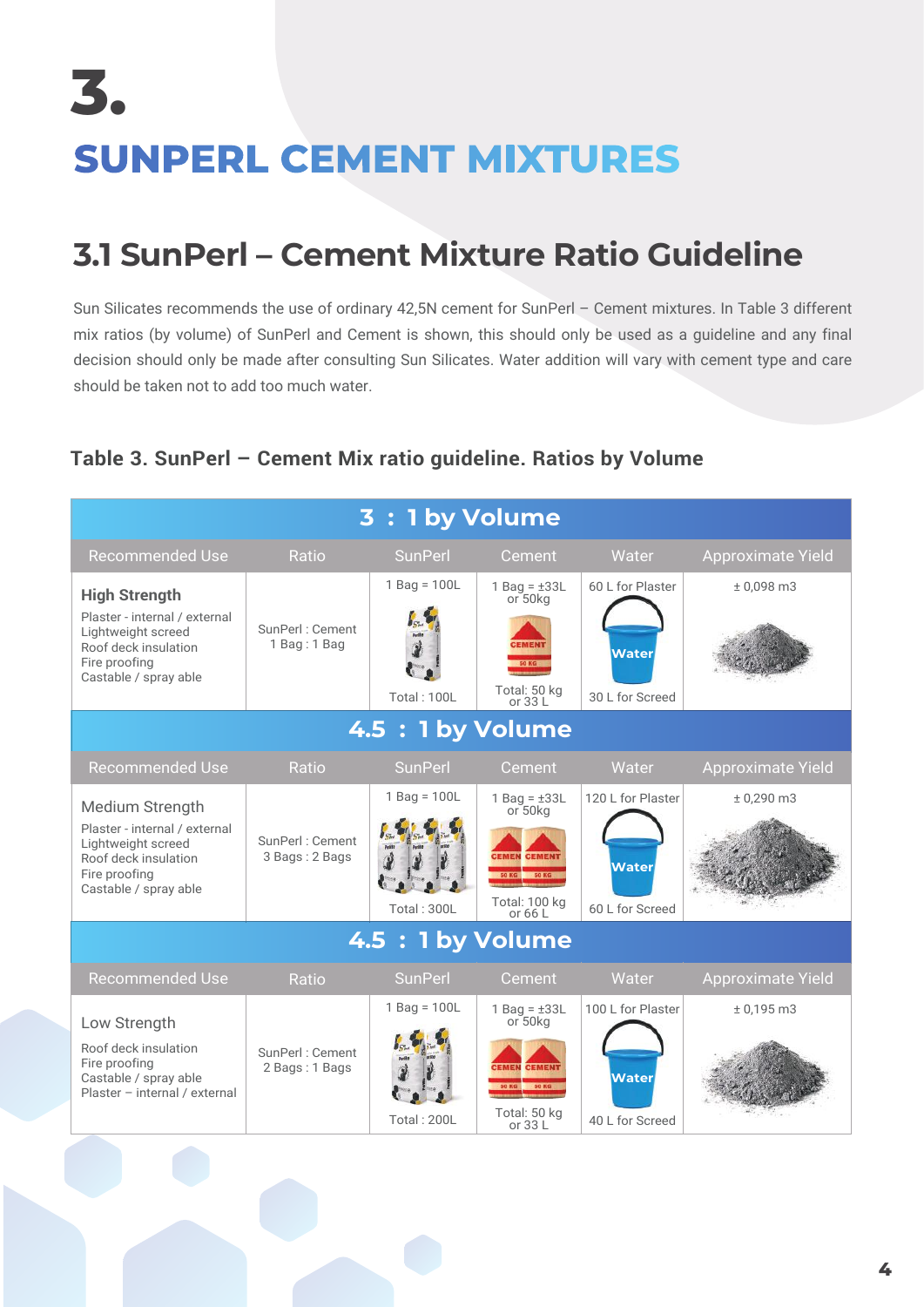# 3.

# SUNPERL CEMENT MIXTURES

## 3.1 SunPerl – Cement Mixture Ratio Guideline

Sun Silicates recommends the use of ordinary 42,5N cement for SunPerl – Cement mixtures. In Table 3 different mix ratios (by volume) of SunPerl and Cement is shown, this should only be used as a guideline and any final decision should only be made after consulting Sun Silicates. Water addition will vary with cement type and care should be taken not to add too much water.

### Table 3. SunPerl – Cement Mix ratio guideline. Ratios by Volume

| 3 : 1 by Volume | | | | | |
|---|---|---|---|---|---|
| Recommended Use | Ratio | SunPerl | Cement | Water | Approximate Yield |
| **High Strength**<br>Plaster - internal / external<br>Lightweight screed<br>Roof deck insulation<br>Fire proofing<br>Castable / spray able | SunPerl : Cement<br>1 Bag : 1 Bag | 1 Bag = 100L<br>Total : 100L | 1 Bag = ±33L or 50kg<br>Total: 50 kg or 33 L | 60 L for Plaster<br>30 L for Screed | ± 0,098 m3 |
| **4.5 : 1 by Volume** | | | | | |
| Recommended Use | Ratio | SunPerl | Cement | Water | Approximate Yield |
| Medium Strength<br>Plaster - internal / external<br>Lightweight screed<br>Roof deck insulation<br>Fire proofing<br>Castable / spray able | SunPerl : Cement<br>3 Bags : 2 Bags | 1 Bag = 100L<br>Total : 300L | 1 Bag = ±33L or 50kg<br>Total: 100 kg or 66 L | 120 L for Plaster<br>60 L for Screed | ± 0,290 m3 |
| **4.5 : 1 by Volume** | | | | | |
| Recommended Use | Ratio | SunPerl | Cement | Water | Approximate Yield |
| Low Strength<br>Roof deck insulation<br>Fire proofing<br>Castable / spray able<br>Plaster – internal / external | SunPerl : Cement<br>2 Bags : 1 Bags | 1 Bag = 100L<br>Total : 200L | 1 Bag = ±33L or 50kg<br>Total: 50 kg or 33 L | 100 L for Plaster<br>40 L for Screed | ± 0,195 m3 |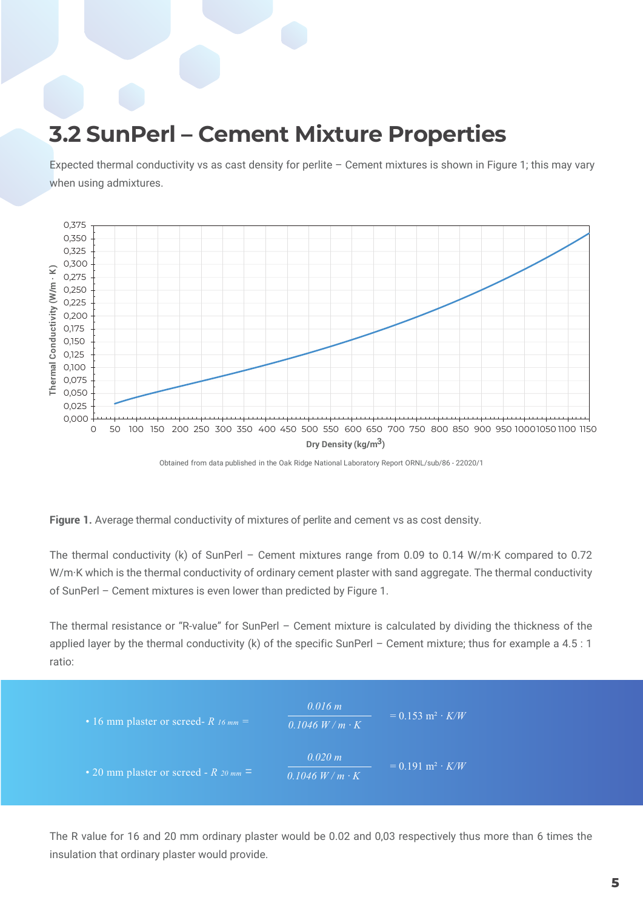## 3.2 SunPerl – Cement Mixture Properties

Expected thermal conductivity vs as cast density for perlite – Cement mixtures is shown in Figure 1; this may vary when using admixtures.

Obtained from data published in the Oak Ridge National Laboratory Report ORNL/sub/86 - 22020/1

**Figure 1.** Average thermal conductivity of mixtures of perlite and cement vs as cost density.

The thermal conductivity (k) of SunPerl – Cement mixtures range from 0.09 to 0.14 W/m·K compared to 0.72 W/m·K which is the thermal conductivity of ordinary cement plaster with sand aggregate. The thermal conductivity of SunPerl – Cement mixtures is even lower than predicted by Figure 1.

The thermal resistance or "R-value" for SunPerl – Cement mixture is calculated by dividing the thickness of the applied layer by the thermal conductivity (k) of the specific SunPerl – Cement mixture; thus for example a 4.5 : 1 ratio:

- 16 mm plaster or screed- $R_{16\ mm} = \dfrac{0.016\ m}{0.1046\ W / m \cdot K} = 0.153\ m^2 \cdot K/W$
- 20 mm plaster or screed - $R_{20\ mm} = \dfrac{0.020\ m}{0.1046\ W / m \cdot K} = 0.191\ m^2 \cdot K/W$

The R value for 16 and 20 mm ordinary plaster would be 0.02 and 0,03 respectively thus more than 6 times the insulation that ordinary plaster would provide.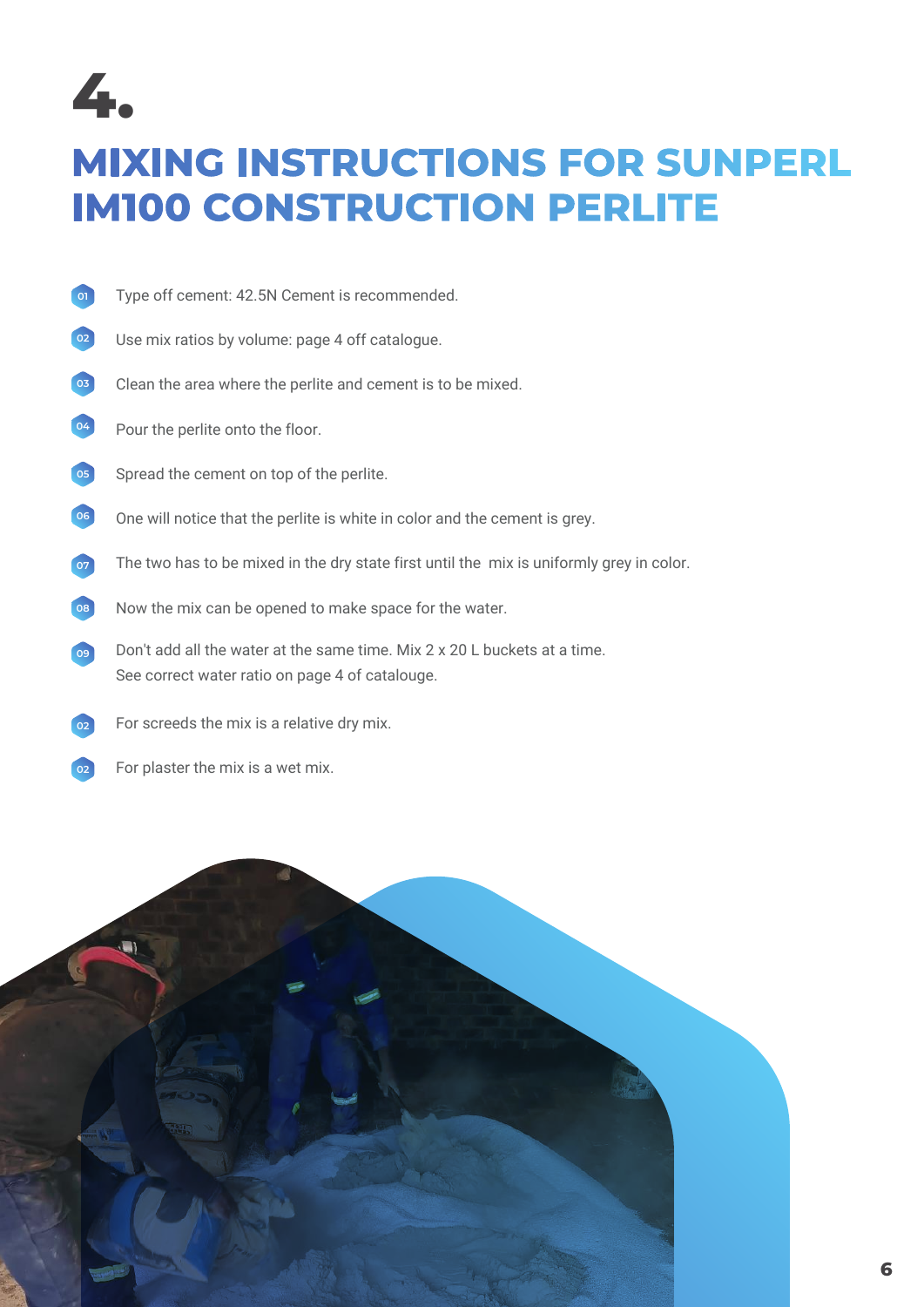# 4.

## MIXING INSTRUCTIONS FOR SUNPERL IM100 CONSTRUCTION PERLITE

01. Type off cement: 42.5N Cement is recommended.
02. Use mix ratios by volume: page 4 off catalogue.
03. Clean the area where the perlite and cement is to be mixed.
04. Pour the perlite onto the floor.
05. Spread the cement on top of the perlite.
06. One will notice that the perlite is white in color and the cement is grey.
07. The two has to be mixed in the dry state first until the mix is uniformly grey in color.
08. Now the mix can be opened to make space for the water.
09. Don't add all the water at the same time. Mix 2 x 20 L buckets at a time.  
    See correct water ratio on page 4 of catalouge.
02. For screeds the mix is a relative dry mix.
02. For plaster the mix is a wet mix.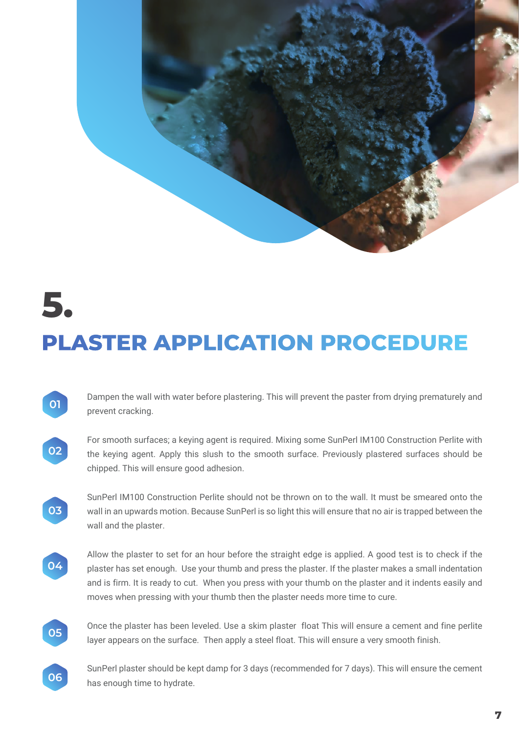# 5.

# PLASTER APPLICATION PROCEDURE

01 Dampen the wall with water before plastering. This will prevent the paster from drying prematurely and prevent cracking.

02 For smooth surfaces; a keying agent is required. Mixing some SunPerl IM100 Construction Perlite with the keying agent. Apply this slush to the smooth surface. Previously plastered surfaces should be chipped. This will ensure good adhesion.

03 SunPerl IM100 Construction Perlite should not be thrown on to the wall. It must be smeared onto the wall in an upwards motion. Because SunPerl is so light this will ensure that no air is trapped between the wall and the plaster.

04 Allow the plaster to set for an hour before the straight edge is applied. A good test is to check if the plaster has set enough. Use your thumb and press the plaster. If the plaster makes a small indentation and is firm. It is ready to cut. When you press with your thumb on the plaster and it indents easily and moves when pressing with your thumb then the plaster needs more time to cure.

05 Once the plaster has been leveled. Use a skim plaster float This will ensure a cement and fine perlite layer appears on the surface. Then apply a steel float. This will ensure a very smooth finish.

06 SunPerl plaster should be kept damp for 3 days (recommended for 7 days). This will ensure the cement has enough time to hydrate.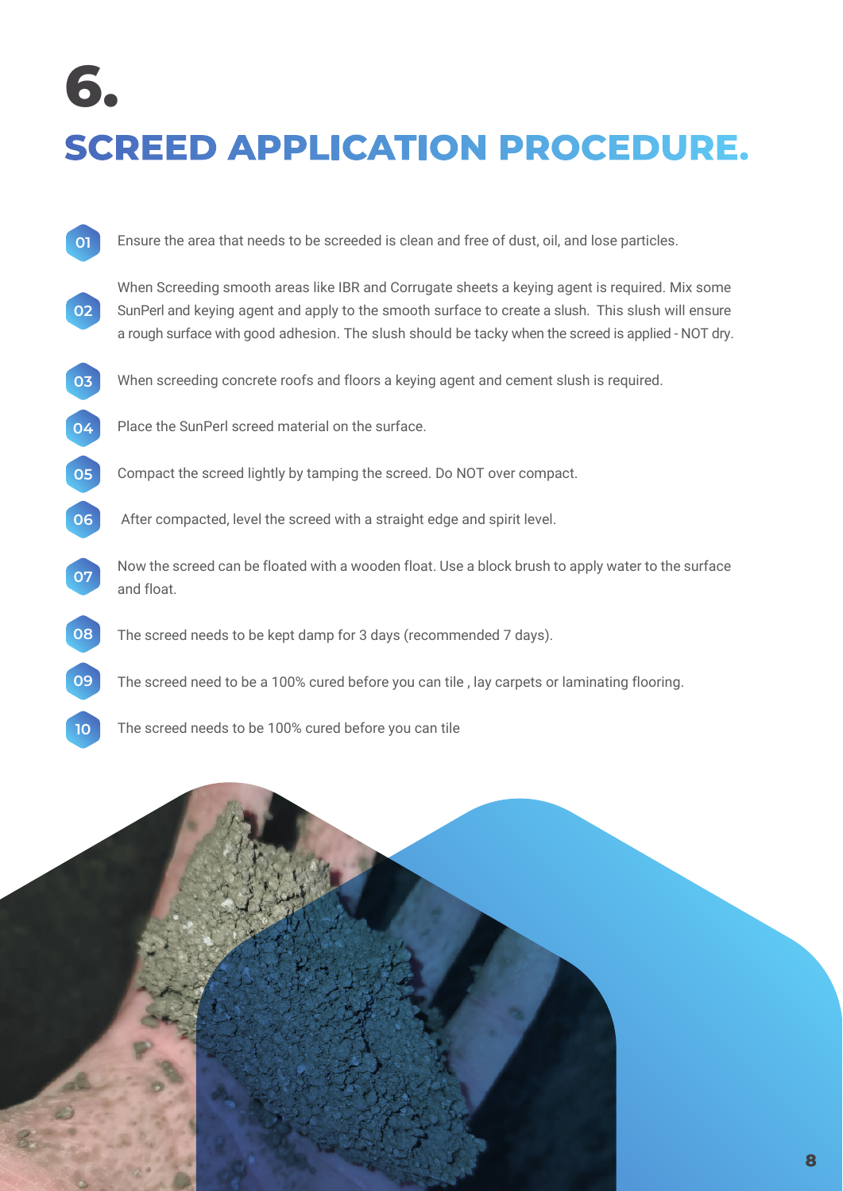# 6.

## SCREED APPLICATION PROCEDURE.

01 Ensure the area that needs to be screeded is clean and free of dust, oil, and lose particles.

02 When Screeding smooth areas like IBR and Corrugate sheets a keying agent is required. Mix some SunPerl and keying agent and apply to the smooth surface to create a slush. This slush will ensure a rough surface with good adhesion. The slush should be tacky when the screed is applied - NOT dry.

03 When screeding concrete roofs and floors a keying agent and cement slush is required.

04 Place the SunPerl screed material on the surface.

05 Compact the screed lightly by tamping the screed. Do NOT over compact.

06 After compacted, level the screed with a straight edge and spirit level.

07 Now the screed can be floated with a wooden float. Use a block brush to apply water to the surface and float.

08 The screed needs to be kept damp for 3 days (recommended 7 days).

09 The screed need to be a 100% cured before you can tile , lay carpets or laminating flooring.

10 The screed needs to be 100% cured before you can tile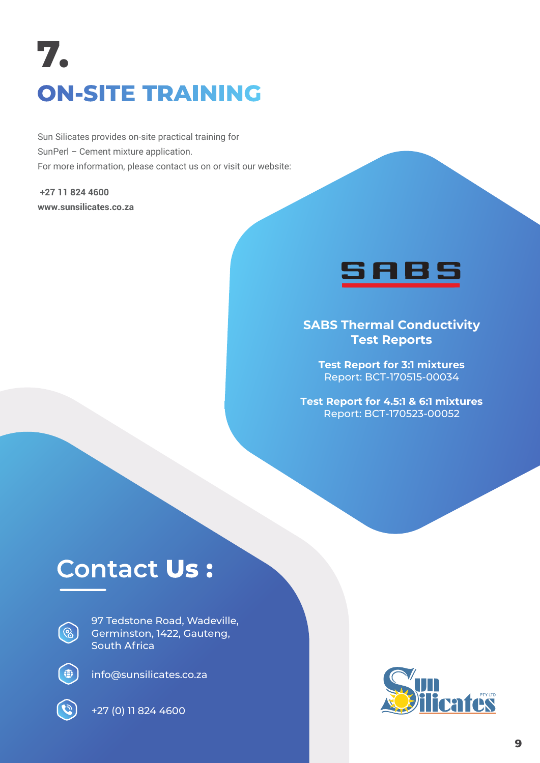# 7.

## ON-SITE TRAINING

Sun Silicates provides on-site practical training for
SunPerl – Cement mixture application.
For more information, please contact us on or visit our website:

**+27 11 824 4600**
**www.sunsilicates.co.za**

SABS

**SABS Thermal Conductivity Test Reports**

**Test Report for 3:1 mixtures**
Report: BCT-170515-00034

**Test Report for 4.5:1 & 6:1 mixtures**
Report: BCT-170523-00052

## Contact Us :

97 Tedstone Road, Wadeville, Germinston, 1422, Gauteng, South Africa

info@sunsilicates.co.za

+27 (0) 11 824 4600

Sun Silicates PTY LTD